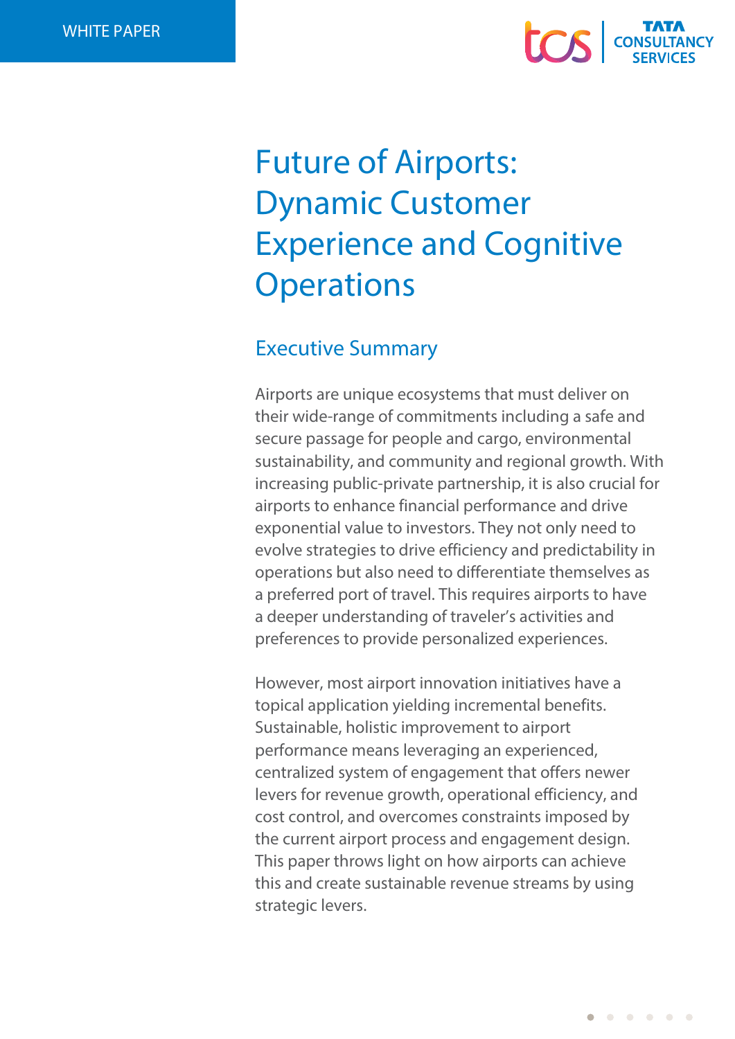WHITE PAPER

# Future of Airports: Dynamic Customer Experience and Cognitive Operations

## Executive Summary

Airports are unique ecosystems that must deliver on their wide-range of commitments including a safe and secure passage for people and cargo, environmental sustainability, and community and regional growth. With increasing public-private partnership, it is also crucial for airports to enhance financial performance and drive exponential value to investors. They not only need to evolve strategies to drive efficiency and predictability in operations but also need to differentiate themselves as a preferred port of travel. This requires airports to have a deeper understanding of traveler's activities and preferences to provide personalized experiences.

However, most airport innovation initiatives have a topical application yielding incremental benefits. Sustainable, holistic improvement to airport performance means leveraging an experienced, centralized system of engagement that offers newer levers for revenue growth, operational efficiency, and cost control, and overcomes constraints imposed by the current airport process and engagement design. This paper throws light on how airports can achieve this and create sustainable revenue streams by using strategic levers.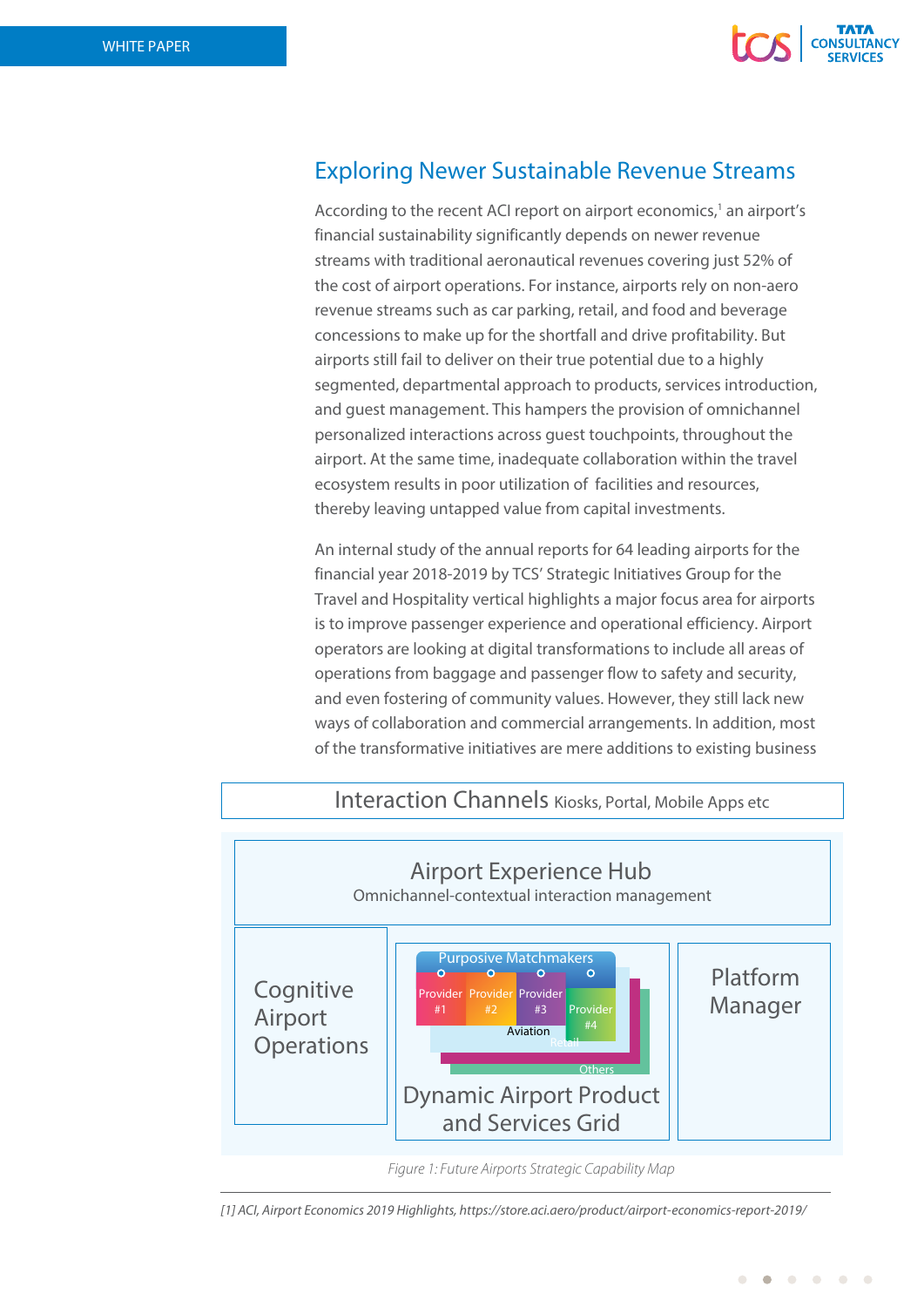## Exploring Newer Sustainable Revenue Streams

According to the recent ACI report on airport economics,[1] an airport's financial sustainability significantly depends on newer revenue streams with traditional aeronautical revenues covering just 52% of the cost of airport operations. For instance, airports rely on non-aero revenue streams such as car parking, retail, and food and beverage concessions to make up for the shortfall and drive profitability. But airports still fail to deliver on their true potential due to a highly segmented, departmental approach to products, services introduction, and guest management. This hampers the provision of omnichannel personalized interactions across guest touchpoints, throughout the airport. At the same time, inadequate collaboration within the travel ecosystem results in poor utilization of facilities and resources, thereby leaving untapped value from capital investments.

An internal study of the annual reports for 64 leading airports for the financial year 2018-2019 by TCS' Strategic Initiatives Group for the Travel and Hospitality vertical highlights a major focus area for airports is to improve passenger experience and operational efficiency. Airport operators are looking at digital transformations to include all areas of operations from baggage and passenger flow to safety and security, and even fostering of community values. However, they still lack new ways of collaboration and commercial arrangements. In addition, most of the transformative initiatives are mere additions to existing business

Interaction Channels Kiosks, Portal, Mobile Apps etc

Airport Experience Hub
Omnichannel-contextual interaction management

Cognitive Airport Operations

Purposive Matchmakers
Provider #1 | Provider #2 | Provider #3 | Provider #4
Aviation
Retail
Others

Dynamic Airport Product and Services Grid

Platform Manager

*Figure 1: Future Airports Strategic Capability Map*

---

*[1] ACI, Airport Economics 2019 Highlights, https://store.aci.aero/product/airport-economics-report-2019/*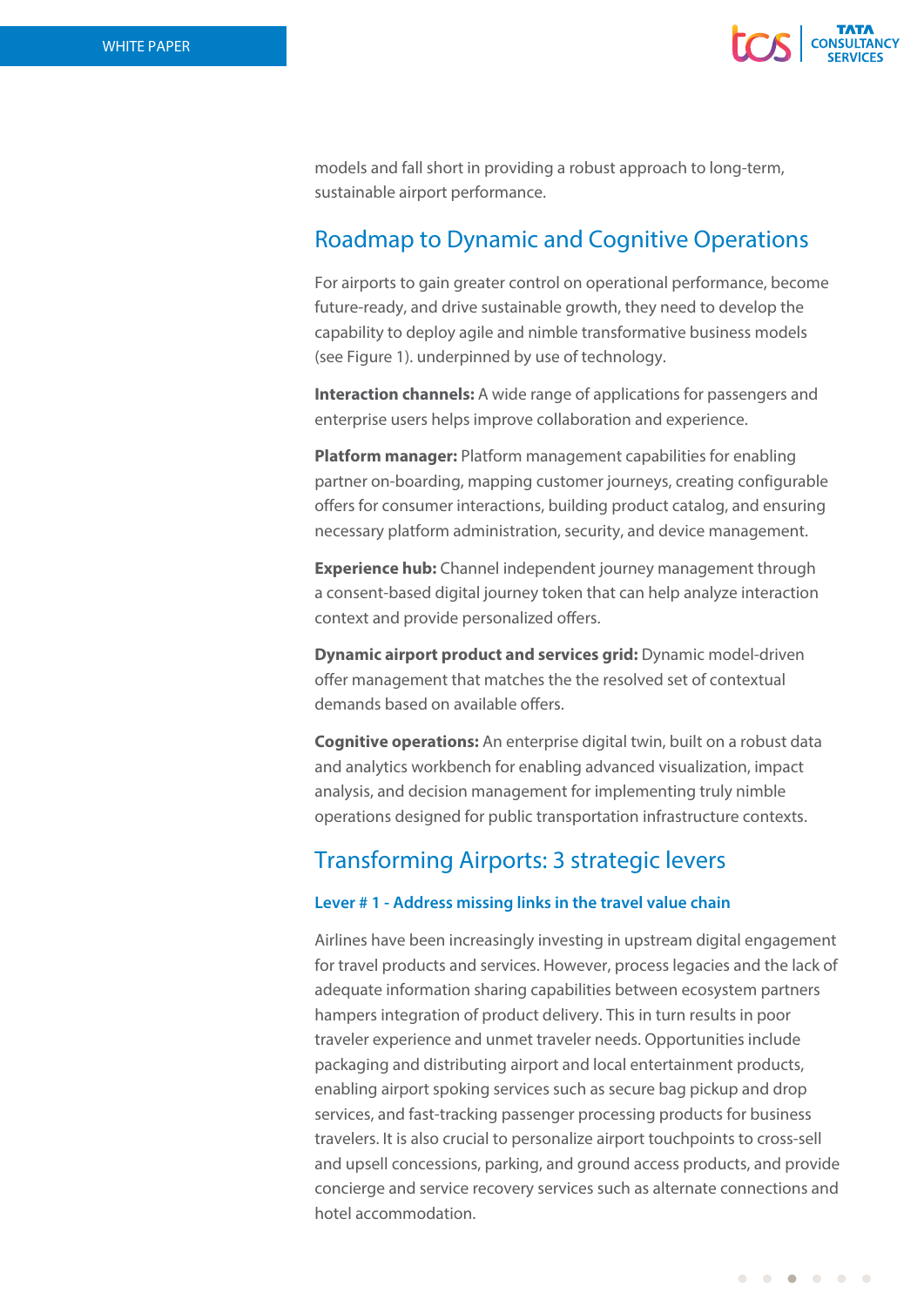models and fall short in providing a robust approach to long-term, sustainable airport performance.

## Roadmap to Dynamic and Cognitive Operations

For airports to gain greater control on operational performance, become future-ready, and drive sustainable growth, they need to develop the capability to deploy agile and nimble transformative business models (see Figure 1). underpinned by use of technology.

**Interaction channels:** A wide range of applications for passengers and enterprise users helps improve collaboration and experience.

**Platform manager:** Platform management capabilities for enabling partner on-boarding, mapping customer journeys, creating configurable offers for consumer interactions, building product catalog, and ensuring necessary platform administration, security, and device management.

**Experience hub:** Channel independent journey management through a consent-based digital journey token that can help analyze interaction context and provide personalized offers.

**Dynamic airport product and services grid:** Dynamic model-driven offer management that matches the the resolved set of contextual demands based on available offers.

**Cognitive operations:** An enterprise digital twin, built on a robust data and analytics workbench for enabling advanced visualization, impact analysis, and decision management for implementing truly nimble operations designed for public transportation infrastructure contexts.

## Transforming Airports: 3 strategic levers

### Lever # 1 - Address missing links in the travel value chain

Airlines have been increasingly investing in upstream digital engagement for travel products and services. However, process legacies and the lack of adequate information sharing capabilities between ecosystem partners hampers integration of product delivery. This in turn results in poor traveler experience and unmet traveler needs. Opportunities include packaging and distributing airport and local entertainment products, enabling airport spoking services such as secure bag pickup and drop services, and fast-tracking passenger processing products for business travelers. It is also crucial to personalize airport touchpoints to cross-sell and upsell concessions, parking, and ground access products, and provide concierge and service recovery services such as alternate connections and hotel accommodation.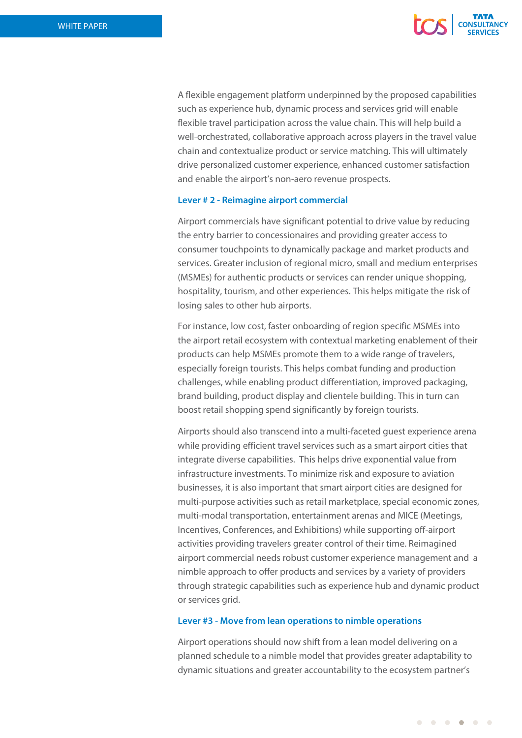A flexible engagement platform underpinned by the proposed capabilities such as experience hub, dynamic process and services grid will enable flexible travel participation across the value chain. This will help build a well-orchestrated, collaborative approach across players in the travel value chain and contextualize product or service matching. This will ultimately drive personalized customer experience, enhanced customer satisfaction and enable the airport's non-aero revenue prospects.

### Lever # 2 - Reimagine airport commercial

Airport commercials have significant potential to drive value by reducing the entry barrier to concessionaires and providing greater access to consumer touchpoints to dynamically package and market products and services. Greater inclusion of regional micro, small and medium enterprises (MSMEs) for authentic products or services can render unique shopping, hospitality, tourism, and other experiences. This helps mitigate the risk of losing sales to other hub airports.

For instance, low cost, faster onboarding of region specific MSMEs into the airport retail ecosystem with contextual marketing enablement of their products can help MSMEs promote them to a wide range of travelers, especially foreign tourists. This helps combat funding and production challenges, while enabling product differentiation, improved packaging, brand building, product display and clientele building. This in turn can boost retail shopping spend significantly by foreign tourists.

Airports should also transcend into a multi-faceted guest experience arena while providing efficient travel services such as a smart airport cities that integrate diverse capabilities. This helps drive exponential value from infrastructure investments. To minimize risk and exposure to aviation businesses, it is also important that smart airport cities are designed for multi-purpose activities such as retail marketplace, special economic zones, multi-modal transportation, entertainment arenas and MICE (Meetings, Incentives, Conferences, and Exhibitions) while supporting off-airport activities providing travelers greater control of their time. Reimagined airport commercial needs robust customer experience management and a nimble approach to offer products and services by a variety of providers through strategic capabilities such as experience hub and dynamic product or services grid.

### Lever #3 - Move from lean operations to nimble operations

Airport operations should now shift from a lean model delivering on a planned schedule to a nimble model that provides greater adaptability to dynamic situations and greater accountability to the ecosystem partner's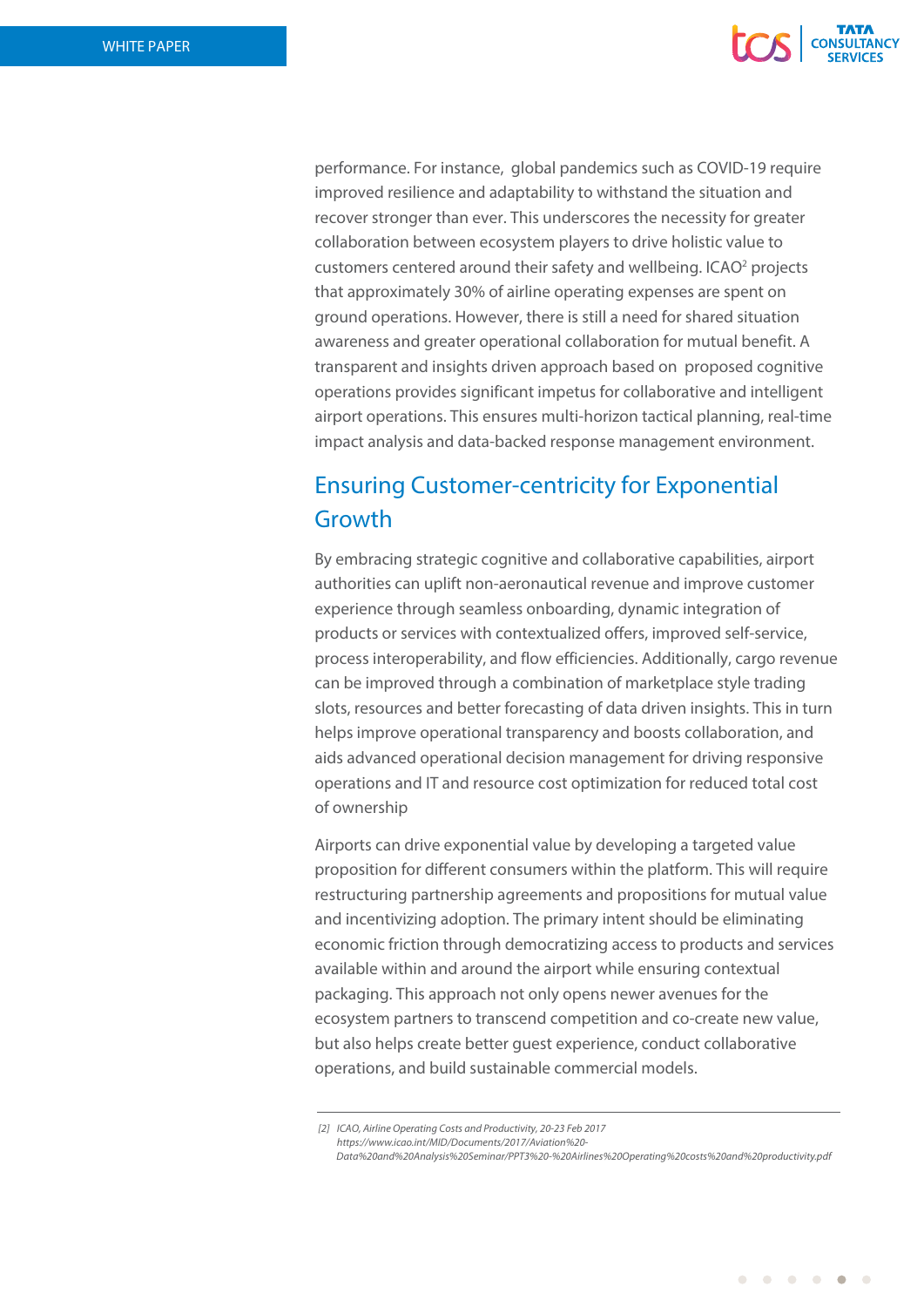performance. For instance, global pandemics such as COVID-19 require improved resilience and adaptability to withstand the situation and recover stronger than ever. This underscores the necessity for greater collaboration between ecosystem players to drive holistic value to customers centered around their safety and wellbeing. ICAO[2] projects that approximately 30% of airline operating expenses are spent on ground operations. However, there is still a need for shared situation awareness and greater operational collaboration for mutual benefit. A transparent and insights driven approach based on proposed cognitive operations provides significant impetus for collaborative and intelligent airport operations. This ensures multi-horizon tactical planning, real-time impact analysis and data-backed response management environment.

## Ensuring Customer-centricity for Exponential Growth

By embracing strategic cognitive and collaborative capabilities, airport authorities can uplift non-aeronautical revenue and improve customer experience through seamless onboarding, dynamic integration of products or services with contextualized offers, improved self-service, process interoperability, and flow efficiencies. Additionally, cargo revenue can be improved through a combination of marketplace style trading slots, resources and better forecasting of data driven insights. This in turn helps improve operational transparency and boosts collaboration, and aids advanced operational decision management for driving responsive operations and IT and resource cost optimization for reduced total cost of ownership

Airports can drive exponential value by developing a targeted value proposition for different consumers within the platform. This will require restructuring partnership agreements and propositions for mutual value and incentivizing adoption. The primary intent should be eliminating economic friction through democratizing access to products and services available within and around the airport while ensuring contextual packaging. This approach not only opens newer avenues for the ecosystem partners to transcend competition and co-create new value, but also helps create better guest experience, conduct collaborative operations, and build sustainable commercial models.

---

*[2] ICAO, Airline Operating Costs and Productivity, 20-23 Feb 2017 https://www.icao.int/MID/Documents/2017/Aviation%20-Data%20and%20Analysis%20Seminar/PPT3%20-%20Airlines%20Operating%20costs%20and%20productivity.pdf*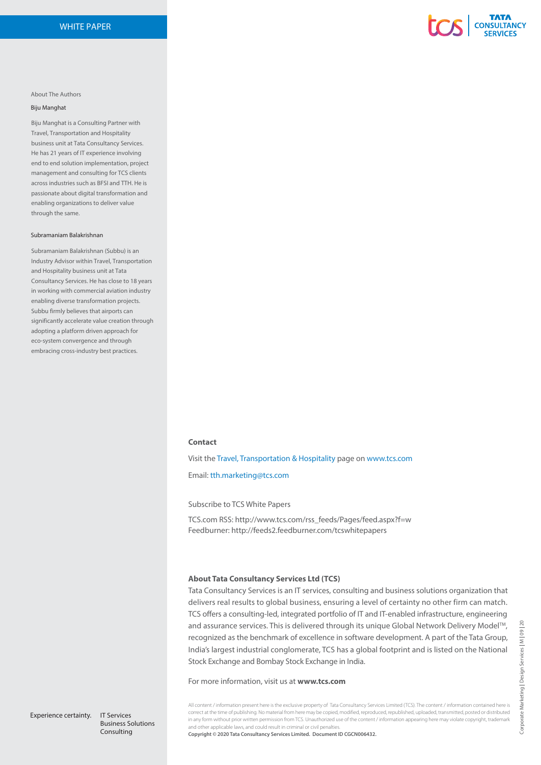## About The Authors

### Biju Manghat

Biju Manghat is a Consulting Partner with Travel, Transportation and Hospitality business unit at Tata Consultancy Services. He has 21 years of IT experience involving end to end solution implementation, project management and consulting for TCS clients across industries such as BFSI and TTH. He is passionate about digital transformation and enabling organizations to deliver value through the same.

### Subramaniam Balakrishnan

Subramaniam Balakrishnan (Subbu) is an Industry Advisor within Travel, Transportation and Hospitality business unit at Tata Consultancy Services. He has close to 18 years in working with commercial aviation industry enabling diverse transformation projects. Subbu firmly believes that airports can significantly accelerate value creation through adopting a platform driven approach for eco-system convergence and through embracing cross-industry best practices.

**Contact**

Visit the Travel, Transportation & Hospitality page on www.tcs.com

Email: tth.marketing@tcs.com

Subscribe to TCS White Papers

TCS.com RSS: http://www.tcs.com/rss_feeds/Pages/feed.aspx?f=w
Feedburner: http://feeds2.feedburner.com/tcswhitepapers

**About Tata Consultancy Services Ltd (TCS)**

Tata Consultancy Services is an IT services, consulting and business solutions organization that delivers real results to global business, ensuring a level of certainty no other firm can match. TCS offers a consulting-led, integrated portfolio of IT and IT-enabled infrastructure, engineering and assurance services. This is delivered through its unique Global Network Delivery Model™, recognized as the benchmark of excellence in software development. A part of the Tata Group, India's largest industrial conglomerate, TCS has a global footprint and is listed on the National Stock Exchange and Bombay Stock Exchange in India.

For more information, visit us at **www.tcs.com**

Experience certainty. IT Services
Business Solutions
Consulting

All content / information present here is the exclusive property of Tata Consultancy Services Limited (TCS). The content / information contained here is correct at the time of publishing. No material from here may be copied, modified, reproduced, republished, uploaded, transmitted, posted or distributed in any form without prior written permission from TCS. Unauthorized use of the content / information appearing here may violate copyright, trademark and other applicable laws, and could result in criminal or civil penalties.
**Copyright © 2020 Tata Consultancy Services Limited. Document ID CGCN006432.**

Corporate Marketing | Design Services | M | 09 | 20